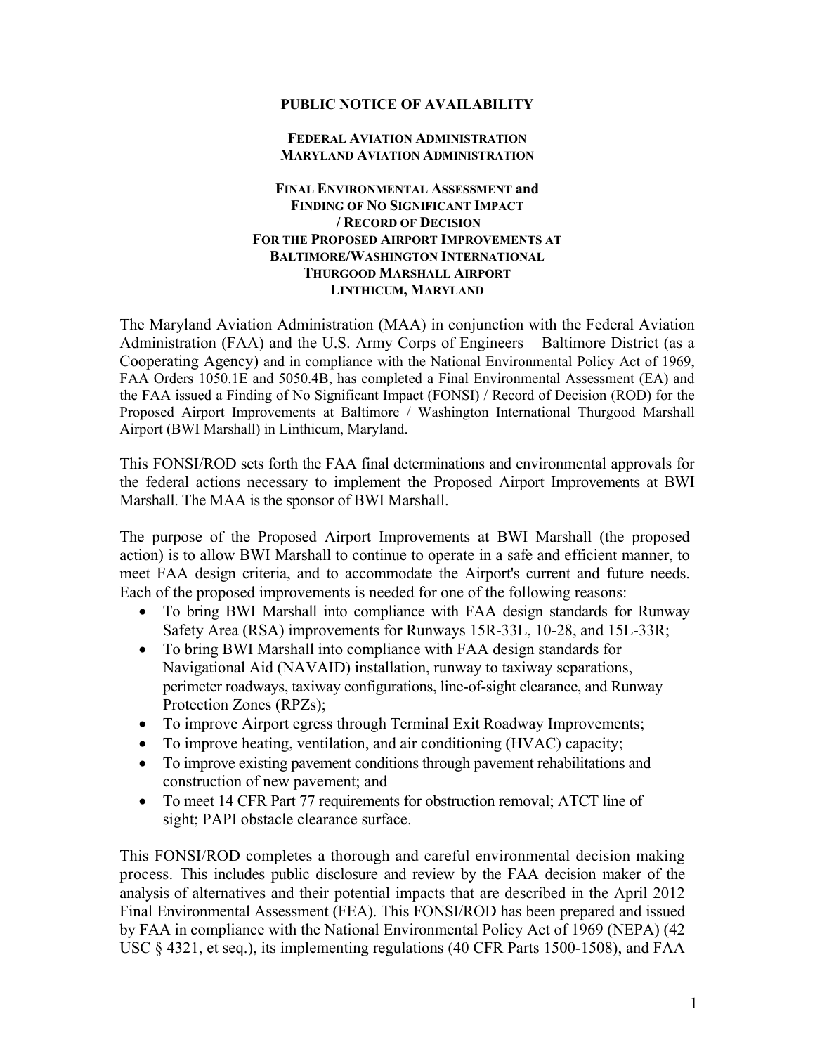**PUBLIC NOTICE OF AVAILABILITY**

**FEDERAL AVIATION ADMINISTRATION**
**MARYLAND AVIATION ADMINISTRATION**

**FINAL ENVIRONMENTAL ASSESSMENT and**
**FINDING OF NO SIGNIFICANT IMPACT**
**/ RECORD OF DECISION**
**FOR THE PROPOSED AIRPORT IMPROVEMENTS AT**
**BALTIMORE/WASHINGTON INTERNATIONAL**
**THURGOOD MARSHALL AIRPORT**
**LINTHICUM, MARYLAND**

The Maryland Aviation Administration (MAA) in conjunction with the Federal Aviation Administration (FAA) and the U.S. Army Corps of Engineers – Baltimore District (as a Cooperating Agency) and in compliance with the National Environmental Policy Act of 1969, FAA Orders 1050.1E and 5050.4B, has completed a Final Environmental Assessment (EA) and the FAA issued a Finding of No Significant Impact (FONSI) / Record of Decision (ROD) for the Proposed Airport Improvements at Baltimore / Washington International Thurgood Marshall Airport (BWI Marshall) in Linthicum, Maryland.

This FONSI/ROD sets forth the FAA final determinations and environmental approvals for the federal actions necessary to implement the Proposed Airport Improvements at BWI Marshall. The MAA is the sponsor of BWI Marshall.

The purpose of the Proposed Airport Improvements at BWI Marshall (the proposed action) is to allow BWI Marshall to continue to operate in a safe and efficient manner, to meet FAA design criteria, and to accommodate the Airport's current and future needs. Each of the proposed improvements is needed for one of the following reasons:

- To bring BWI Marshall into compliance with FAA design standards for Runway Safety Area (RSA) improvements for Runways 15R-33L, 10-28, and 15L-33R;
- To bring BWI Marshall into compliance with FAA design standards for Navigational Aid (NAVAID) installation, runway to taxiway separations, perimeter roadways, taxiway configurations, line-of-sight clearance, and Runway Protection Zones (RPZs);
- To improve Airport egress through Terminal Exit Roadway Improvements;
- To improve heating, ventilation, and air conditioning (HVAC) capacity;
- To improve existing pavement conditions through pavement rehabilitations and construction of new pavement; and
- To meet 14 CFR Part 77 requirements for obstruction removal; ATCT line of sight; PAPI obstacle clearance surface.

This FONSI/ROD completes a thorough and careful environmental decision making process. This includes public disclosure and review by the FAA decision maker of the analysis of alternatives and their potential impacts that are described in the April 2012 Final Environmental Assessment (FEA). This FONSI/ROD has been prepared and issued by FAA in compliance with the National Environmental Policy Act of 1969 (NEPA) (42 USC § 4321, et seq.), its implementing regulations (40 CFR Parts 1500-1508), and FAA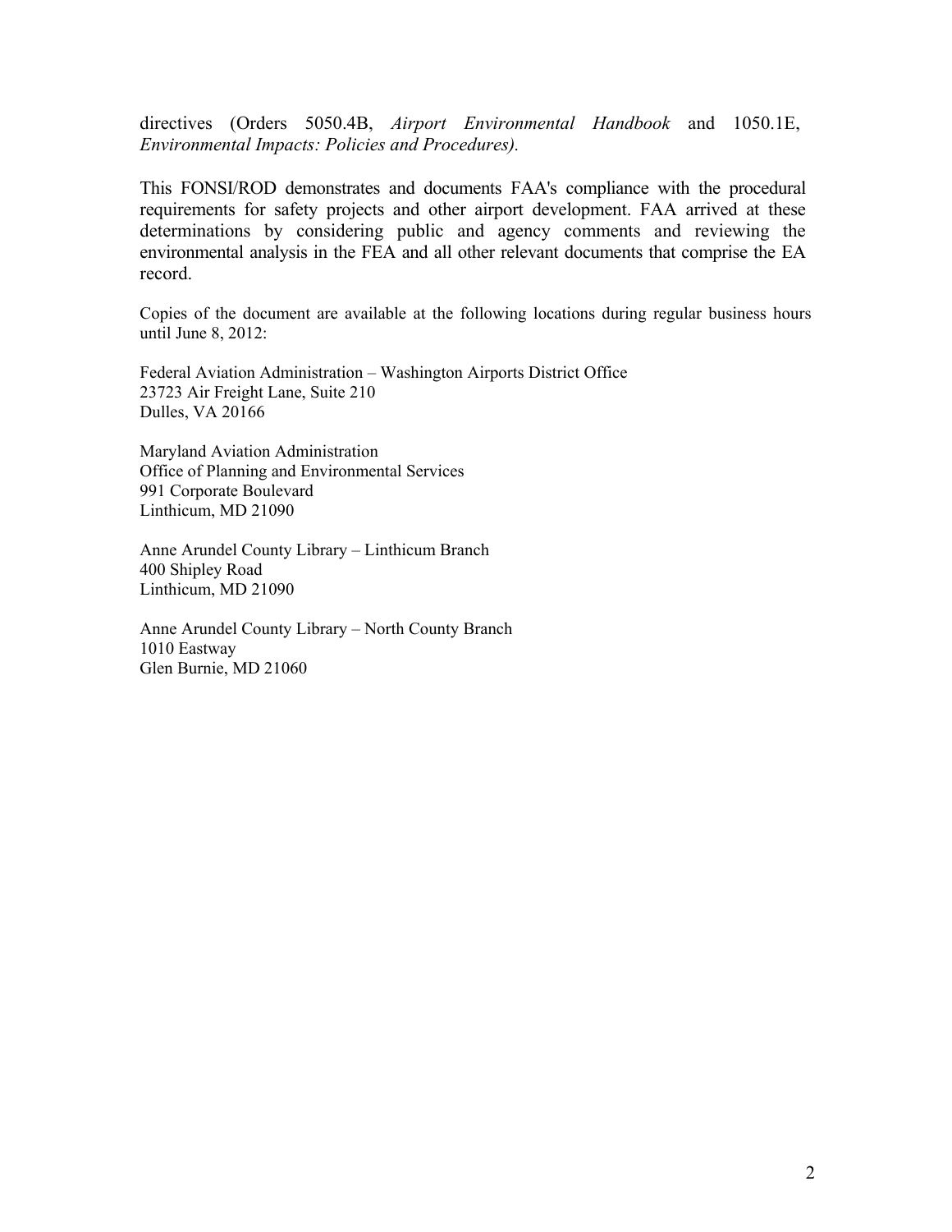directives (Orders 5050.4B, *Airport Environmental Handbook* and 1050.1E, *Environmental Impacts: Policies and Procedures).*

This FONSI/ROD demonstrates and documents FAA's compliance with the procedural requirements for safety projects and other airport development. FAA arrived at these determinations by considering public and agency comments and reviewing the environmental analysis in the FEA and all other relevant documents that comprise the EA record.

Copies of the document are available at the following locations during regular business hours until June 8, 2012:

Federal Aviation Administration – Washington Airports District Office
23723 Air Freight Lane, Suite 210
Dulles, VA 20166

Maryland Aviation Administration
Office of Planning and Environmental Services
991 Corporate Boulevard
Linthicum, MD 21090

Anne Arundel County Library – Linthicum Branch
400 Shipley Road
Linthicum, MD 21090

Anne Arundel County Library – North County Branch
1010 Eastway
Glen Burnie, MD 21060